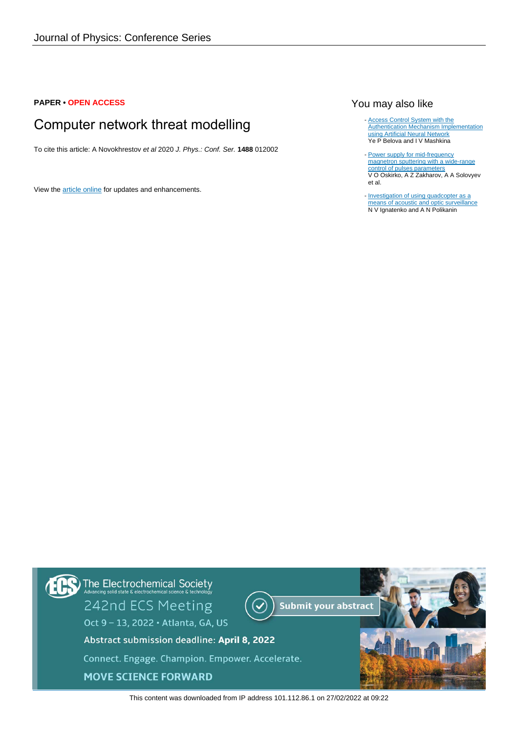**PAPER • OPEN ACCESS**

# Computer network threat modelling

To cite this article: A Novokhrestov *et al* 2020 *J. Phys.: Conf. Ser.* **1488** 012002

View the article online for updates and enhancements.

## You may also like

- Access Control System with the Authentication Mechanism Implementation using Artificial Neural Network
  Ye P Belova and I V Mashkina
- Power supply for mid-frequency magnetron sputtering with a wide-range control of pulses parameters
  V O Oskirko, A Z Zakharov, A A Solovyev et al.
- Investigation of using quadcopter as a means of acoustic and optic surveillance
  N V Ignatenko and A N Polikanin

The Electrochemical Society
Advancing solid state & electrochemical science & technology

242nd ECS Meeting
Oct 9 – 13, 2022 • Atlanta, GA, US

Submit your abstract

Abstract submission deadline: **April 8, 2022**

Connect. Engage. Champion. Empower. Accelerate.

**MOVE SCIENCE FORWARD**

This content was downloaded from IP address 101.112.86.1 on 27/02/2022 at 09:22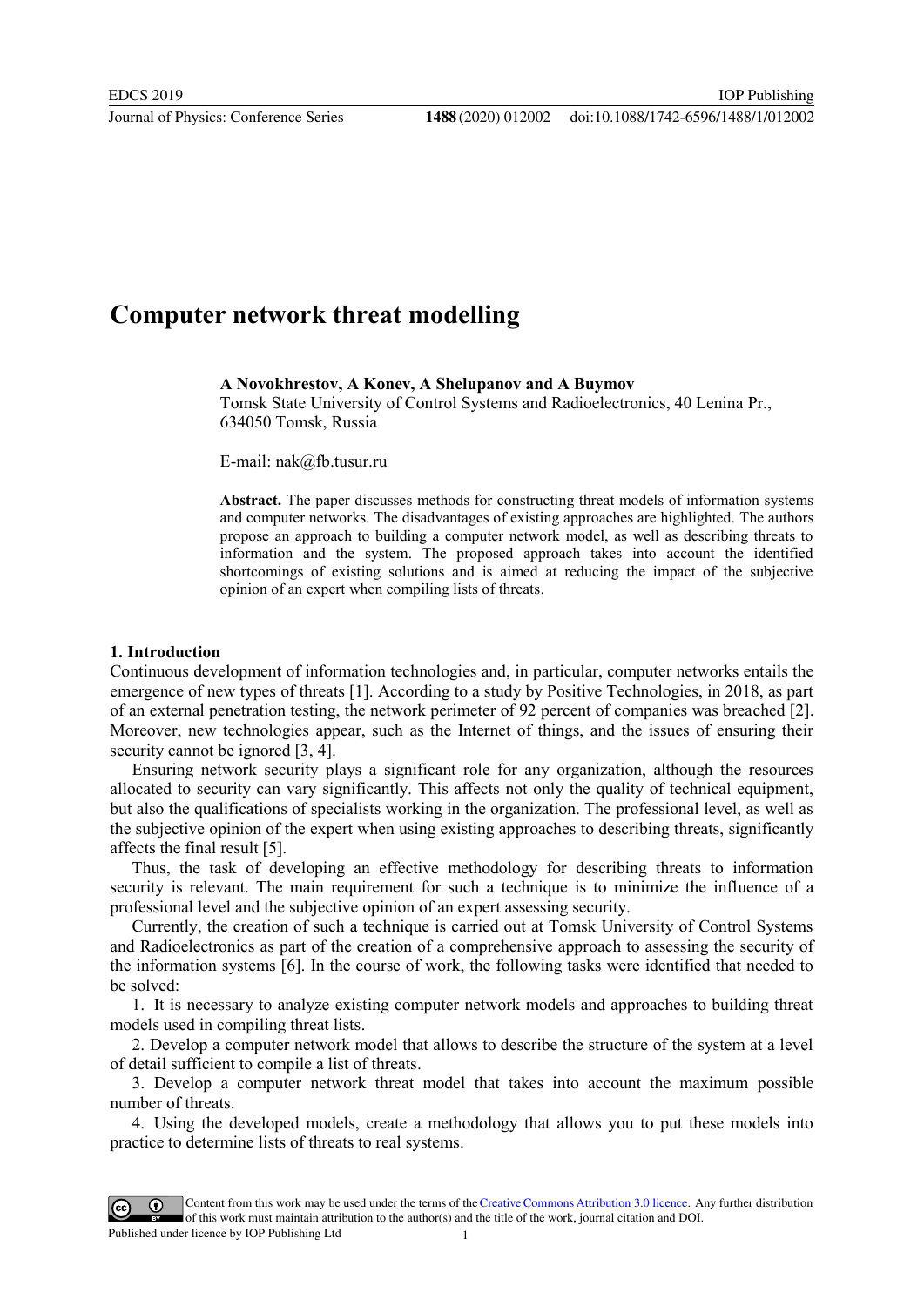# Computer network threat modelling

**A Novokhrestov, A Konev, A Shelupanov and A Buymov**

Tomsk State University of Control Systems and Radioelectronics, 40 Lenina Pr., 634050 Tomsk, Russia

E-mail: nak@fb.tusur.ru

**Abstract.** The paper discusses methods for constructing threat models of information systems and computer networks. The disadvantages of existing approaches are highlighted. The authors propose an approach to building a computer network model, as well as describing threats to information and the system. The proposed approach takes into account the identified shortcomings of existing solutions and is aimed at reducing the impact of the subjective opinion of an expert when compiling lists of threats.

## 1. Introduction

Continuous development of information technologies and, in particular, computer networks entails the emergence of new types of threats [1]. According to a study by Positive Technologies, in 2018, as part of an external penetration testing, the network perimeter of 92 percent of companies was breached [2]. Moreover, new technologies appear, such as the Internet of things, and the issues of ensuring their security cannot be ignored [3, 4].

Ensuring network security plays a significant role for any organization, although the resources allocated to security can vary significantly. This affects not only the quality of technical equipment, but also the qualifications of specialists working in the organization. The professional level, as well as the subjective opinion of the expert when using existing approaches to describing threats, significantly affects the final result [5].

Thus, the task of developing an effective methodology for describing threats to information security is relevant. The main requirement for such a technique is to minimize the influence of a professional level and the subjective opinion of an expert assessing security.

Currently, the creation of such a technique is carried out at Tomsk University of Control Systems and Radioelectronics as part of the creation of a comprehensive approach to assessing the security of the information systems [6]. In the course of work, the following tasks were identified that needed to be solved:

1. It is necessary to analyze existing computer network models and approaches to building threat models used in compiling threat lists.
2. Develop a computer network model that allows to describe the structure of the system at a level of detail sufficient to compile a list of threats.
3. Develop a computer network threat model that takes into account the maximum possible number of threats.
4. Using the developed models, create a methodology that allows you to put these models into practice to determine lists of threats to real systems.

Content from this work may be used under the terms of the Creative Commons Attribution 3.0 licence. Any further distribution of this work must maintain attribution to the author(s) and the title of the work, journal citation and DOI.
Published under licence by IOP Publishing Ltd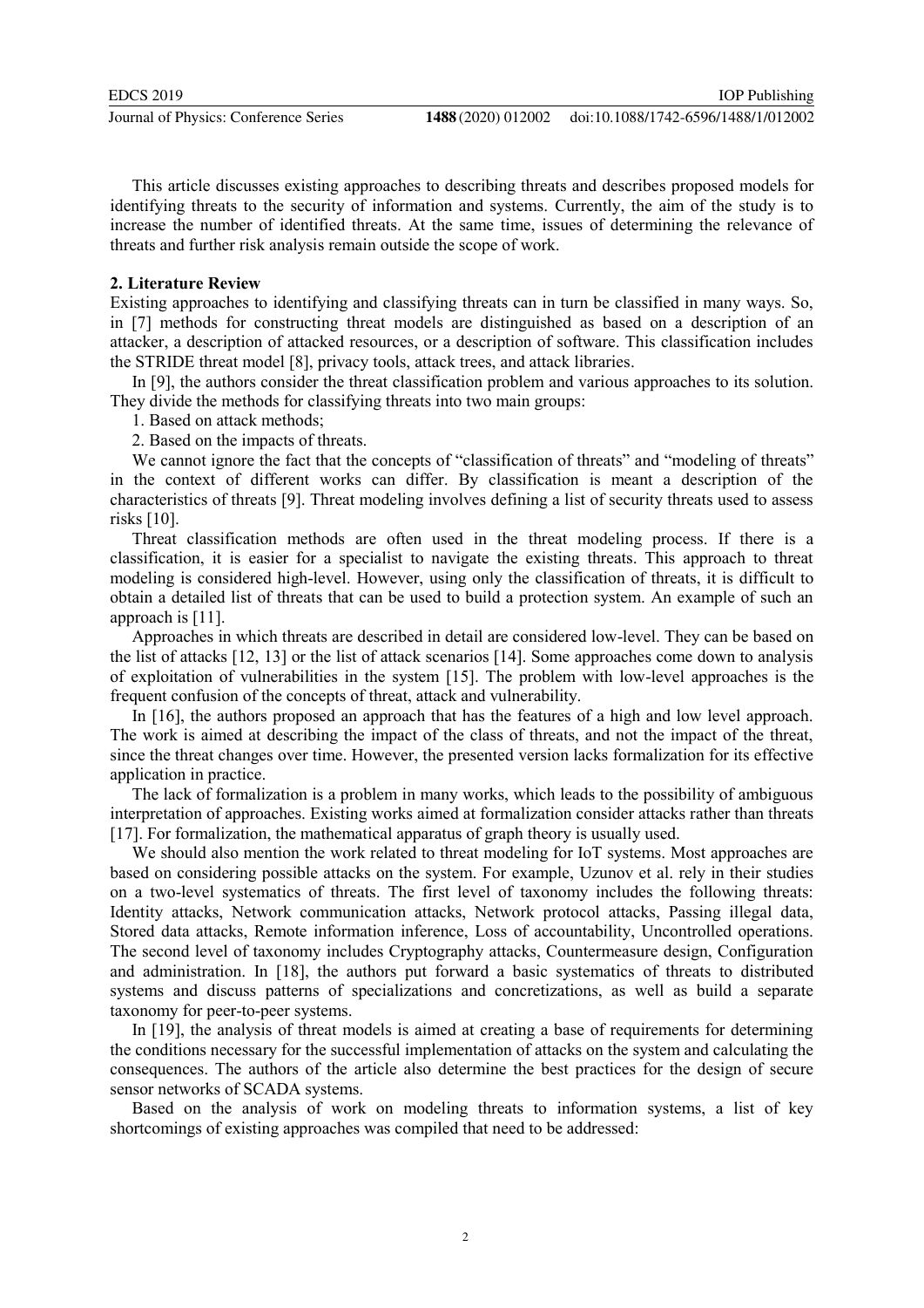This article discusses existing approaches to describing threats and describes proposed models for identifying threats to the security of information and systems. Currently, the aim of the study is to increase the number of identified threats. At the same time, issues of determining the relevance of threats and further risk analysis remain outside the scope of work.

## 2. Literature Review

Existing approaches to identifying and classifying threats can in turn be classified in many ways. So, in [7] methods for constructing threat models are distinguished as based on a description of an attacker, a description of attacked resources, or a description of software. This classification includes the STRIDE threat model [8], privacy tools, attack trees, and attack libraries.

In [9], the authors consider the threat classification problem and various approaches to its solution. They divide the methods for classifying threats into two main groups:

1. Based on attack methods;
2. Based on the impacts of threats.

We cannot ignore the fact that the concepts of "classification of threats" and "modeling of threats" in the context of different works can differ. By classification is meant a description of the characteristics of threats [9]. Threat modeling involves defining a list of security threats used to assess risks [10].

Threat classification methods are often used in the threat modeling process. If there is a classification, it is easier for a specialist to navigate the existing threats. This approach to threat modeling is considered high-level. However, using only the classification of threats, it is difficult to obtain a detailed list of threats that can be used to build a protection system. An example of such an approach is [11].

Approaches in which threats are described in detail are considered low-level. They can be based on the list of attacks [12, 13] or the list of attack scenarios [14]. Some approaches come down to analysis of exploitation of vulnerabilities in the system [15]. The problem with low-level approaches is the frequent confusion of the concepts of threat, attack and vulnerability.

In [16], the authors proposed an approach that has the features of a high and low level approach. The work is aimed at describing the impact of the class of threats, and not the impact of the threat, since the threat changes over time. However, the presented version lacks formalization for its effective application in practice.

The lack of formalization is a problem in many works, which leads to the possibility of ambiguous interpretation of approaches. Existing works aimed at formalization consider attacks rather than threats [17]. For formalization, the mathematical apparatus of graph theory is usually used.

We should also mention the work related to threat modeling for IoT systems. Most approaches are based on considering possible attacks on the system. For example, Uzunov et al. rely in their studies on a two-level systematics of threats. The first level of taxonomy includes the following threats: Identity attacks, Network communication attacks, Network protocol attacks, Passing illegal data, Stored data attacks, Remote information inference, Loss of accountability, Uncontrolled operations. The second level of taxonomy includes Cryptography attacks, Countermeasure design, Configuration and administration. In [18], the authors put forward a basic systematics of threats to distributed systems and discuss patterns of specializations and concretizations, as well as build a separate taxonomy for peer-to-peer systems.

In [19], the analysis of threat models is aimed at creating a base of requirements for determining the conditions necessary for the successful implementation of attacks on the system and calculating the consequences. The authors of the article also determine the best practices for the design of secure sensor networks of SCADA systems.

Based on the analysis of work on modeling threats to information systems, a list of key shortcomings of existing approaches was compiled that need to be addressed: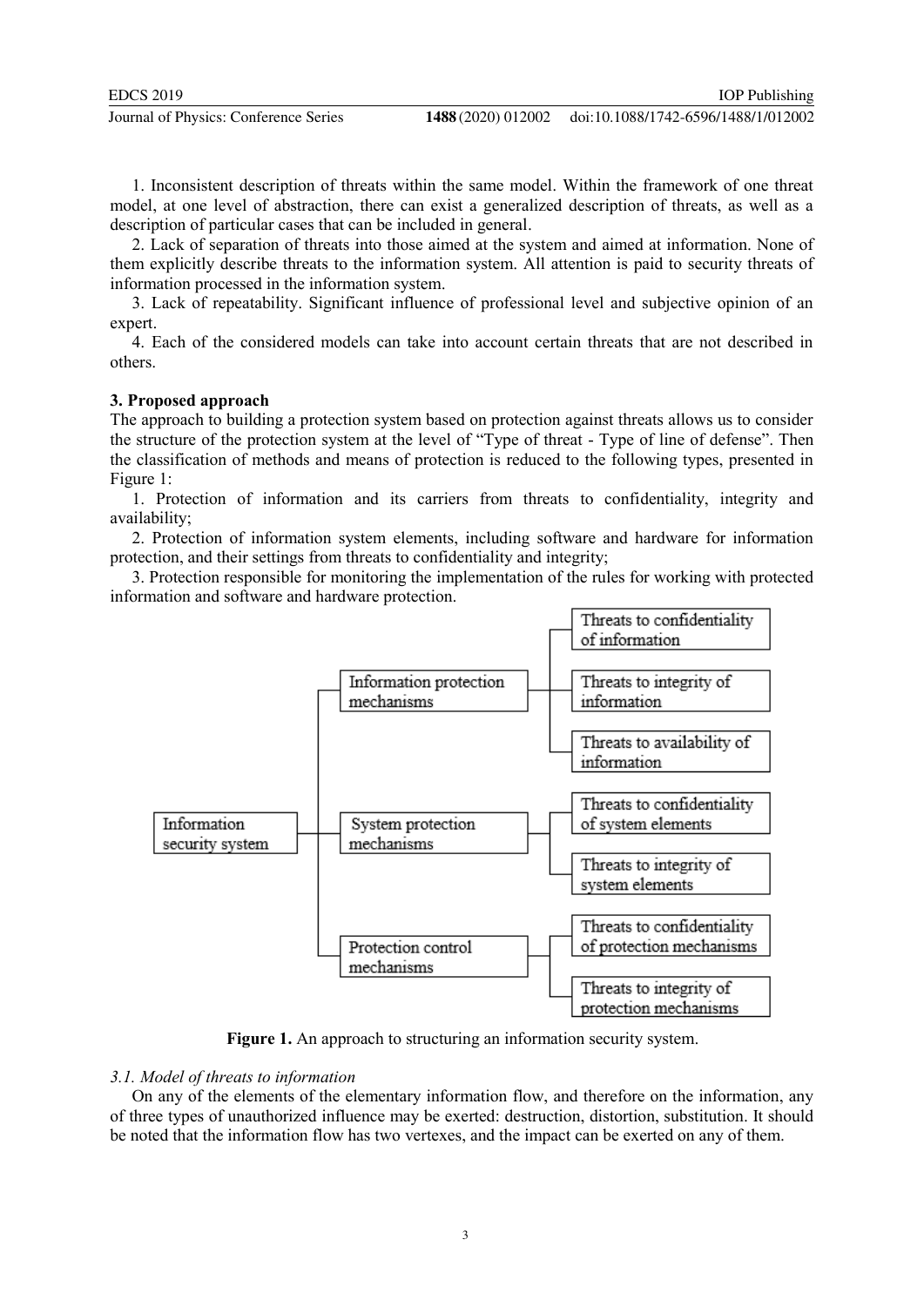1. Inconsistent description of threats within the same model. Within the framework of one threat model, at one level of abstraction, there can exist a generalized description of threats, as well as a description of particular cases that can be included in general.

2. Lack of separation of threats into those aimed at the system and aimed at information. None of them explicitly describe threats to the information system. All attention is paid to security threats of information processed in the information system.

3. Lack of repeatability. Significant influence of professional level and subjective opinion of an expert.

4. Each of the considered models can take into account certain threats that are not described in others.

## 3. Proposed approach

The approach to building a protection system based on protection against threats allows us to consider the structure of the protection system at the level of "Type of threat - Type of line of defense". Then the classification of methods and means of protection is reduced to the following types, presented in Figure 1:

1. Protection of information and its carriers from threats to confidentiality, integrity and availability;

2. Protection of information system elements, including software and hardware for information protection, and their settings from threats to confidentiality and integrity;

3. Protection responsible for monitoring the implementation of the rules for working with protected information and software and hardware protection.

- Information security system
  - Information protection mechanisms
    - Threats to confidentiality of information
    - Threats to integrity of information
    - Threats to availability of information
  - System protection mechanisms
    - Threats to confidentiality of system elements
    - Threats to integrity of system elements
  - Protection control mechanisms
    - Threats to confidentiality of protection mechanisms
    - Threats to integrity of protection mechanisms

**Figure 1.** An approach to structuring an information security system.

### 3.1. Model of threats to information

On any of the elements of the elementary information flow, and therefore on the information, any of three types of unauthorized influence may be exerted: destruction, distortion, substitution. It should be noted that the information flow has two vertexes, and the impact can be exerted on any of them.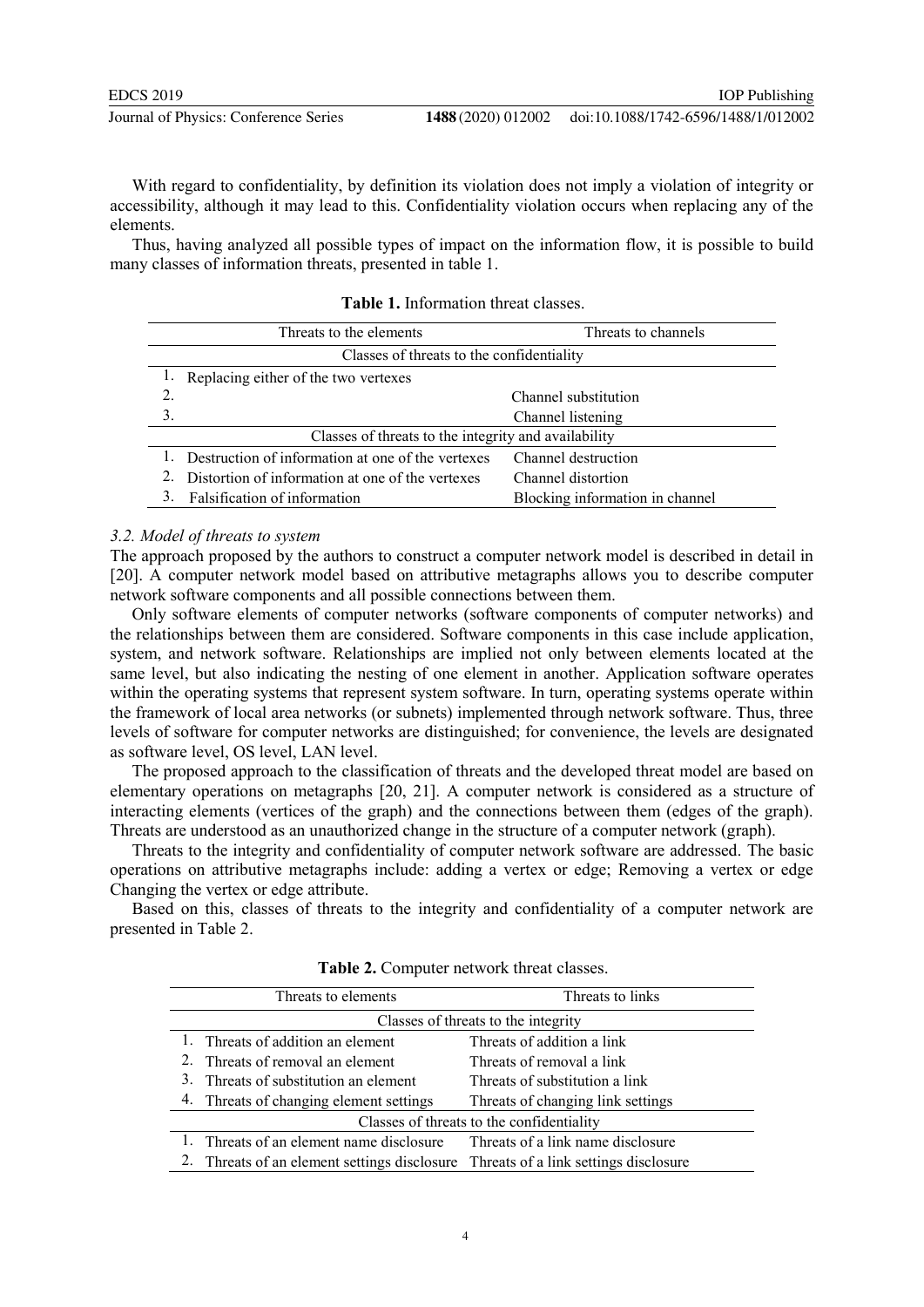With regard to confidentiality, by definition its violation does not imply a violation of integrity or accessibility, although it may lead to this. Confidentiality violation occurs when replacing any of the elements.

Thus, having analyzed all possible types of impact on the information flow, it is possible to build many classes of information threats, presented in table 1.

**Table 1.** Information threat classes.

| Threats to the elements | Threats to channels |
|---|---|
| Classes of threats to the confidentiality | |
| 1. Replacing either of the two vertexes | |
| 2. | Channel substitution |
| 3. | Channel listening |
| Classes of threats to the integrity and availability | |
| 1. Destruction of information at one of the vertexes | Channel destruction |
| 2. Distortion of information at one of the vertexes | Channel distortion |
| 3. Falsification of information | Blocking information in channel |

### *3.2. Model of threats to system*

The approach proposed by the authors to construct a computer network model is described in detail in [20]. A computer network model based on attributive metagraphs allows you to describe computer network software components and all possible connections between them.

Only software elements of computer networks (software components of computer networks) and the relationships between them are considered. Software components in this case include application, system, and network software. Relationships are implied not only between elements located at the same level, but also indicating the nesting of one element in another. Application software operates within the operating systems that represent system software. In turn, operating systems operate within the framework of local area networks (or subnets) implemented through network software. Thus, three levels of software for computer networks are distinguished; for convenience, the levels are designated as software level, OS level, LAN level.

The proposed approach to the classification of threats and the developed threat model are based on elementary operations on metagraphs [20, 21]. A computer network is considered as a structure of interacting elements (vertices of the graph) and the connections between them (edges of the graph). Threats are understood as an unauthorized change in the structure of a computer network (graph).

Threats to the integrity and confidentiality of computer network software are addressed. The basic operations on attributive metagraphs include: adding a vertex or edge; Removing a vertex or edge Changing the vertex or edge attribute.

Based on this, classes of threats to the integrity and confidentiality of a computer network are presented in Table 2.

**Table 2.** Computer network threat classes.

| Threats to elements | Threats to links |
|---|---|
| Classes of threats to the integrity | |
| 1. Threats of addition an element | Threats of addition a link |
| 2. Threats of removal an element | Threats of removal a link |
| 3. Threats of substitution an element | Threats of substitution a link |
| 4. Threats of changing element settings | Threats of changing link settings |
| Classes of threats to the confidentiality | |
| 1. Threats of an element name disclosure | Threats of a link name disclosure |
| 2. Threats of an element settings disclosure | Threats of a link settings disclosure |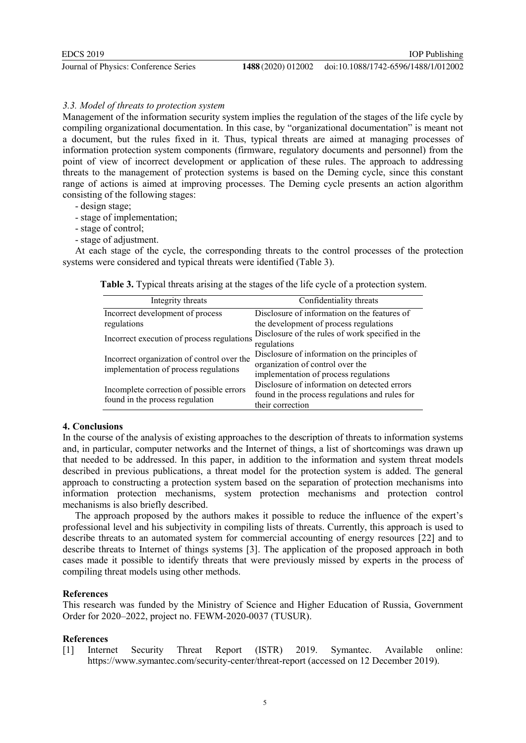### *3.3. Model of threats to protection system*

Management of the information security system implies the regulation of the stages of the life cycle by compiling organizational documentation. In this case, by "organizational documentation" is meant not a document, but the rules fixed in it. Thus, typical threats are aimed at managing processes of information protection system components (firmware, regulatory documents and personnel) from the point of view of incorrect development or application of these rules. The approach to addressing threats to the management of protection systems is based on the Deming cycle, since this constant range of actions is aimed at improving processes. The Deming cycle presents an action algorithm consisting of the following stages:

- design stage;
- stage of implementation;
- stage of control;
- stage of adjustment.

At each stage of the cycle, the corresponding threats to the control processes of the protection systems were considered and typical threats were identified (Table 3).

**Table 3.** Typical threats arising at the stages of the life cycle of a protection system.

| Integrity threats | Confidentiality threats |
|---|---|
| Incorrect development of process regulations | Disclosure of information on the features of the development of process regulations |
| Incorrect execution of process regulations | Disclosure of the rules of work specified in the regulations |
| Incorrect organization of control over the implementation of process regulations | Disclosure of information on the principles of organization of control over the implementation of process regulations |
| Incomplete correction of possible errors found in the process regulation | Disclosure of information on detected errors found in the process regulations and rules for their correction |

## 4. Conclusions

In the course of the analysis of existing approaches to the description of threats to information systems and, in particular, computer networks and the Internet of things, a list of shortcomings was drawn up that needed to be addressed. In this paper, in addition to the information and system threat models described in previous publications, a threat model for the protection system is added. The general approach to constructing a protection system based on the separation of protection mechanisms into information protection mechanisms, system protection mechanisms and protection control mechanisms is also briefly described.

The approach proposed by the authors makes it possible to reduce the influence of the expert's professional level and his subjectivity in compiling lists of threats. Currently, this approach is used to describe threats to an automated system for commercial accounting of energy resources [22] and to describe threats to Internet of things systems [3]. The application of the proposed approach in both cases made it possible to identify threats that were previously missed by experts in the process of compiling threat models using other methods.

## References

This research was funded by the Ministry of Science and Higher Education of Russia, Government Order for 2020–2022, project no. FEWM-2020-0037 (TUSUR).

## References

[1] Internet Security Threat Report (ISTR) 2019. Symantec. Available online: https://www.symantec.com/security-center/threat-report (accessed on 12 December 2019).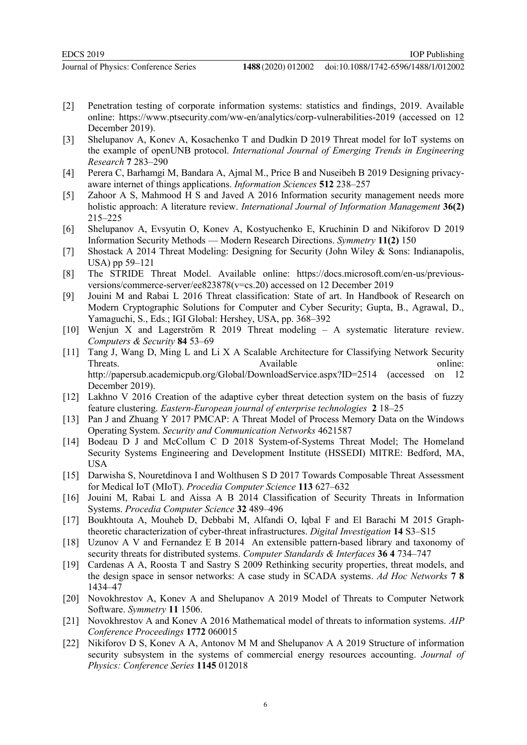[2] Penetration testing of corporate information systems: statistics and findings, 2019. Available online: https://www.ptsecurity.com/ww-en/analytics/corp-vulnerabilities-2019 (accessed on 12 December 2019).

[3] Shelupanov A, Konev A, Kosachenko T and Dudkin D 2019 Threat model for IoT systems on the example of openUNB protocol. *International Journal of Emerging Trends in Engineering Research* **7** 283–290

[4] Perera C, Barhamgi M, Bandara A, Ajmal M., Price B and Nuseibeh B 2019 Designing privacy-aware internet of things applications. *Information Sciences* **512** 238–257

[5] Zahoor A S, Mahmood H S and Javed A 2016 Information security management needs more holistic approach: A literature review. *International Journal of Information Management* **36(2)** 215–225

[6] Shelupanov A, Evsyutin O, Konev A, Kostyuchenko E, Kruchinin D and Nikiforov D 2019 Information Security Methods — Modern Research Directions. *Symmetry* **11(2)** 150

[7] Shostack A 2014 Threat Modeling: Designing for Security (John Wiley & Sons: Indianapolis, USA) pp 59–121

[8] The STRIDE Threat Model. Available online: https://docs.microsoft.com/en-us/previous-versions/commerce-server/ee823878(v=cs.20) accessed on 12 December 2019

[9] Jouini M and Rabai L 2016 Threat classification: State of art. In Handbook of Research on Modern Cryptographic Solutions for Computer and Cyber Security; Gupta, B., Agrawal, D., Yamaguchi, S., Eds.; IGI Global: Hershey, USA, pp. 368–392

[10] Wenjun X and Lagerström R 2019 Threat modeling – A systematic literature review. *Computers & Security* **84** 53–69

[11] Tang J, Wang D, Ming L and Li X A Scalable Architecture for Classifying Network Security Threats. Available online: http://papersub.academicpub.org/Global/DownloadService.aspx?ID=2514 (accessed on 12 December 2019).

[12] Lakhno V 2016 Creation of the adaptive cyber threat detection system on the basis of fuzzy feature clustering. *Eastern-European journal of enterprise technologies* **2** 18–25

[13] Pan J and Zhuang Y 2017 PMCAP: A Threat Model of Process Memory Data on the Windows Operating System. *Security and Communication Networks* 4621587

[14] Bodeau D J and McCollum C D 2018 System-of-Systems Threat Model; The Homeland Security Systems Engineering and Development Institute (HSSEDI) MITRE: Bedford, MA, USA

[15] Darwisha S, Nouretdinova I and Wolthusen S D 2017 Towards Composable Threat Assessment for Medical IoT (MIoT). *Procedia Computer Science* **113** 627–632

[16] Jouini M, Rabai L and Aissa A B 2014 Classification of Security Threats in Information Systems. *Procedia Computer Science* **32** 489–496

[17] Boukhtouta A, Mouheb D, Debbabi M, Alfandi O, Iqbal F and El Barachi M 2015 Graph-theoretic characterization of cyber-threat infrastructures. *Digital Investigation* **14** S3–S15

[18] Uzunov A V and Fernandez E B 2014 An extensible pattern-based library and taxonomy of security threats for distributed systems. *Computer Standards & Interfaces* **36 4** 734–747

[19] Cardenas A A, Roosta T and Sastry S 2009 Rethinking security properties, threat models, and the design space in sensor networks: A case study in SCADA systems. *Ad Hoc Networks* **7 8** 1434–47

[20] Novokhrestov A, Konev A and Shelupanov A 2019 Model of Threats to Computer Network Software. *Symmetry* **11** 1506.

[21] Novokhrestov A and Konev A 2016 Mathematical model of threats to information systems. *AIP Conference Proceedings* **1772** 060015

[22] Nikiforov D S, Konev A A, Antonov M M and Shelupanov A A 2019 Structure of information security subsystem in the systems of commercial energy resources accounting. *Journal of Physics: Conference Series* **1145** 012018